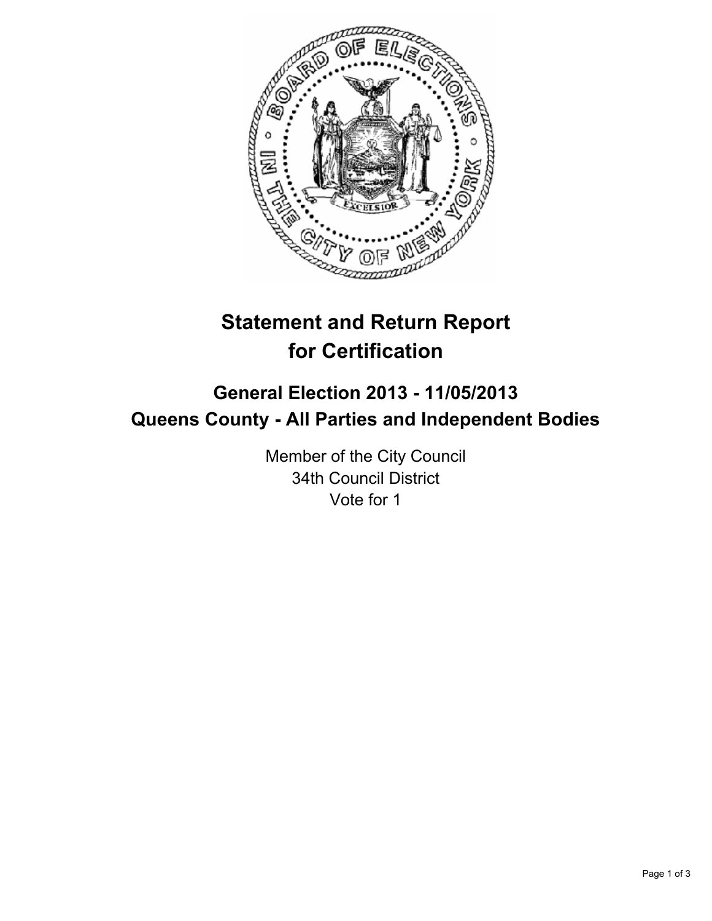# Statement and Return Report for Certification

## General Election 2013 - 11/05/2013
## Queens County - All Parties and Independent Bodies

Member of the City Council
34th Council District
Vote for 1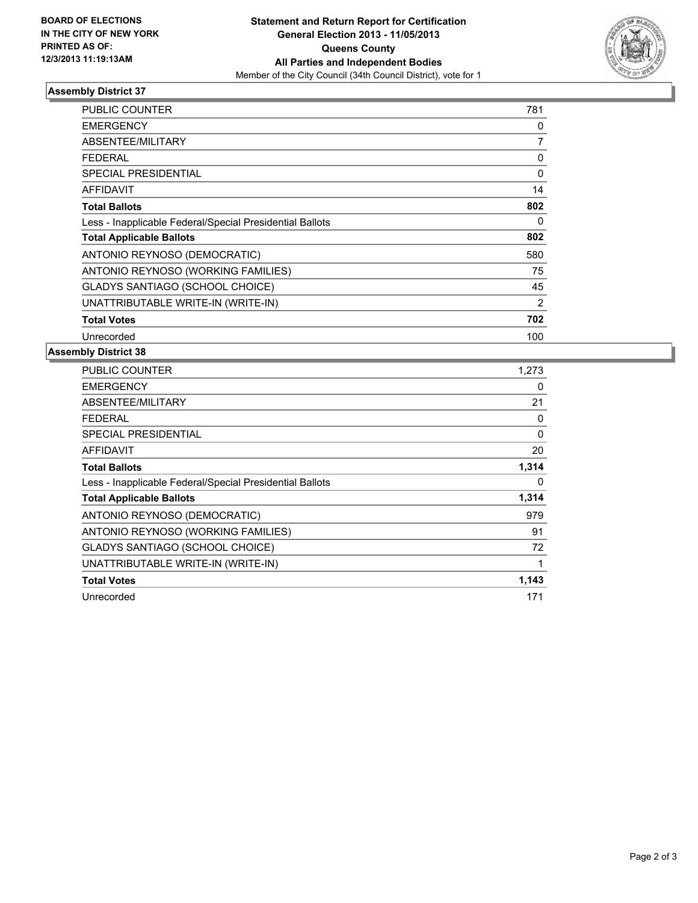**BOARD OF ELECTIONS IN THE CITY OF NEW YORK PRINTED AS OF: 12/3/2013 11:19:13AM**

**Statement and Return Report for Certification General Election 2013 - 11/05/2013 Queens County All Parties and Independent Bodies**

Member of the City Council (34th Council District), vote for 1

### Assembly District 37

| | |
|---|---|
| PUBLIC COUNTER | 781 |
| EMERGENCY | 0 |
| ABSENTEE/MILITARY | 7 |
| FEDERAL | 0 |
| SPECIAL PRESIDENTIAL | 0 |
| AFFIDAVIT | 14 |
| **Total Ballots** | **802** |
| Less - Inapplicable Federal/Special Presidential Ballots | 0 |
| **Total Applicable Ballots** | **802** |
| ANTONIO REYNOSO (DEMOCRATIC) | 580 |
| ANTONIO REYNOSO (WORKING FAMILIES) | 75 |
| GLADYS SANTIAGO (SCHOOL CHOICE) | 45 |
| UNATTRIBUTABLE WRITE-IN (WRITE-IN) | 2 |
| **Total Votes** | **702** |
| Unrecorded | 100 |

### Assembly District 38

| | |
|---|---|
| PUBLIC COUNTER | 1,273 |
| EMERGENCY | 0 |
| ABSENTEE/MILITARY | 21 |
| FEDERAL | 0 |
| SPECIAL PRESIDENTIAL | 0 |
| AFFIDAVIT | 20 |
| **Total Ballots** | **1,314** |
| Less - Inapplicable Federal/Special Presidential Ballots | 0 |
| **Total Applicable Ballots** | **1,314** |
| ANTONIO REYNOSO (DEMOCRATIC) | 979 |
| ANTONIO REYNOSO (WORKING FAMILIES) | 91 |
| GLADYS SANTIAGO (SCHOOL CHOICE) | 72 |
| UNATTRIBUTABLE WRITE-IN (WRITE-IN) | 1 |
| **Total Votes** | **1,143** |
| Unrecorded | 171 |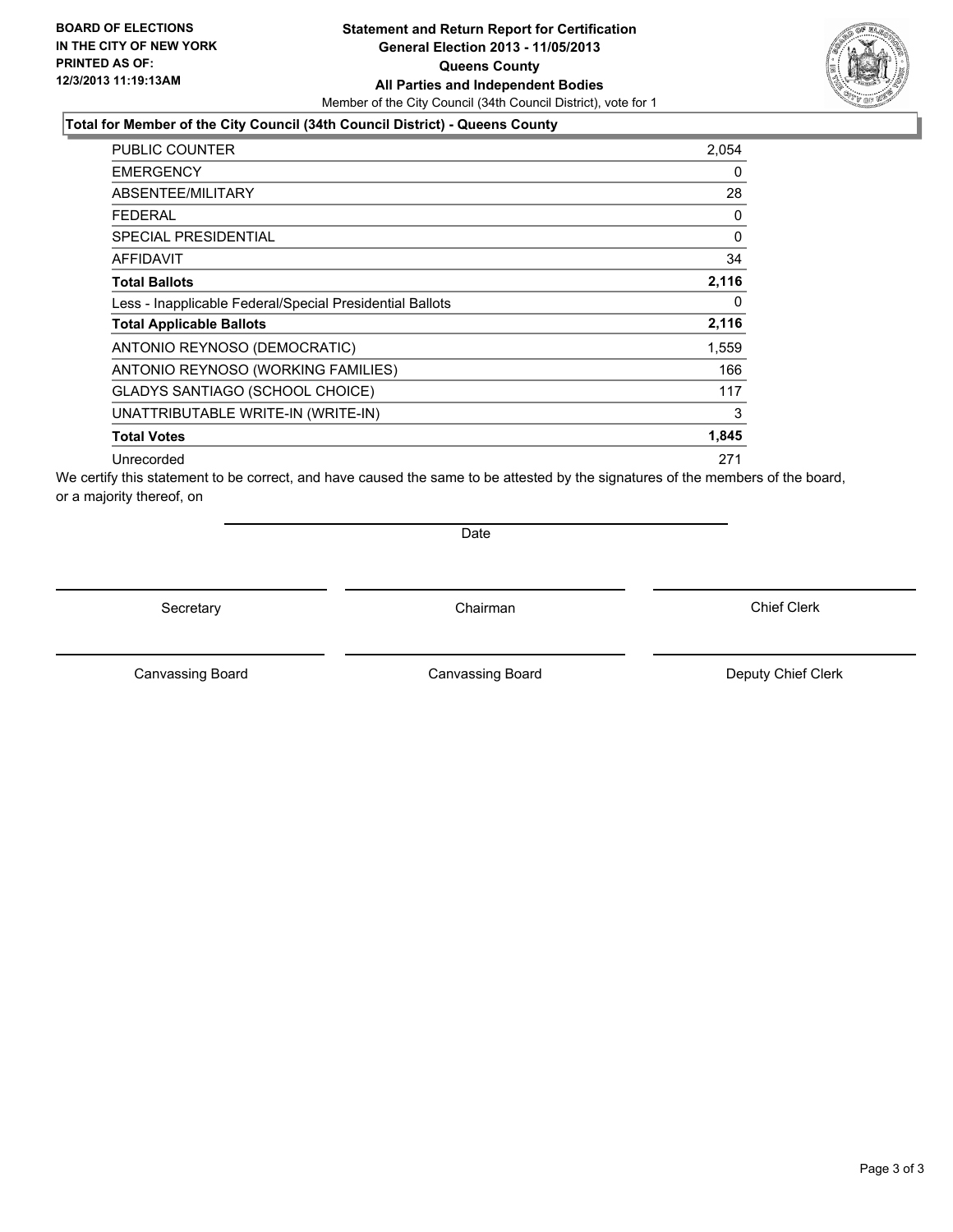**BOARD OF ELECTIONS IN THE CITY OF NEW YORK PRINTED AS OF: 12/3/2013 11:19:13AM**

**Statement and Return Report for Certification**
**General Election 2013 - 11/05/2013**
**Queens County**
**All Parties and Independent Bodies**
Member of the City Council (34th Council District), vote for 1

### Total for Member of the City Council (34th Council District) - Queens County

| | |
|---|---|
| PUBLIC COUNTER | 2,054 |
| EMERGENCY | 0 |
| ABSENTEE/MILITARY | 28 |
| FEDERAL | 0 |
| SPECIAL PRESIDENTIAL | 0 |
| AFFIDAVIT | 34 |
| **Total Ballots** | **2,116** |
| Less - Inapplicable Federal/Special Presidential Ballots | 0 |
| **Total Applicable Ballots** | **2,116** |
| ANTONIO REYNOSO (DEMOCRATIC) | 1,559 |
| ANTONIO REYNOSO (WORKING FAMILIES) | 166 |
| GLADYS SANTIAGO (SCHOOL CHOICE) | 117 |
| UNATTRIBUTABLE WRITE-IN (WRITE-IN) | 3 |
| **Total Votes** | **1,845** |
| Unrecorded | 271 |

We certify this statement to be correct, and have caused the same to be attested by the signatures of the members of the board, or a majority thereof, on

Date

Secretary | Chairman | Chief Clerk

Canvassing Board | Canvassing Board | Deputy Chief Clerk